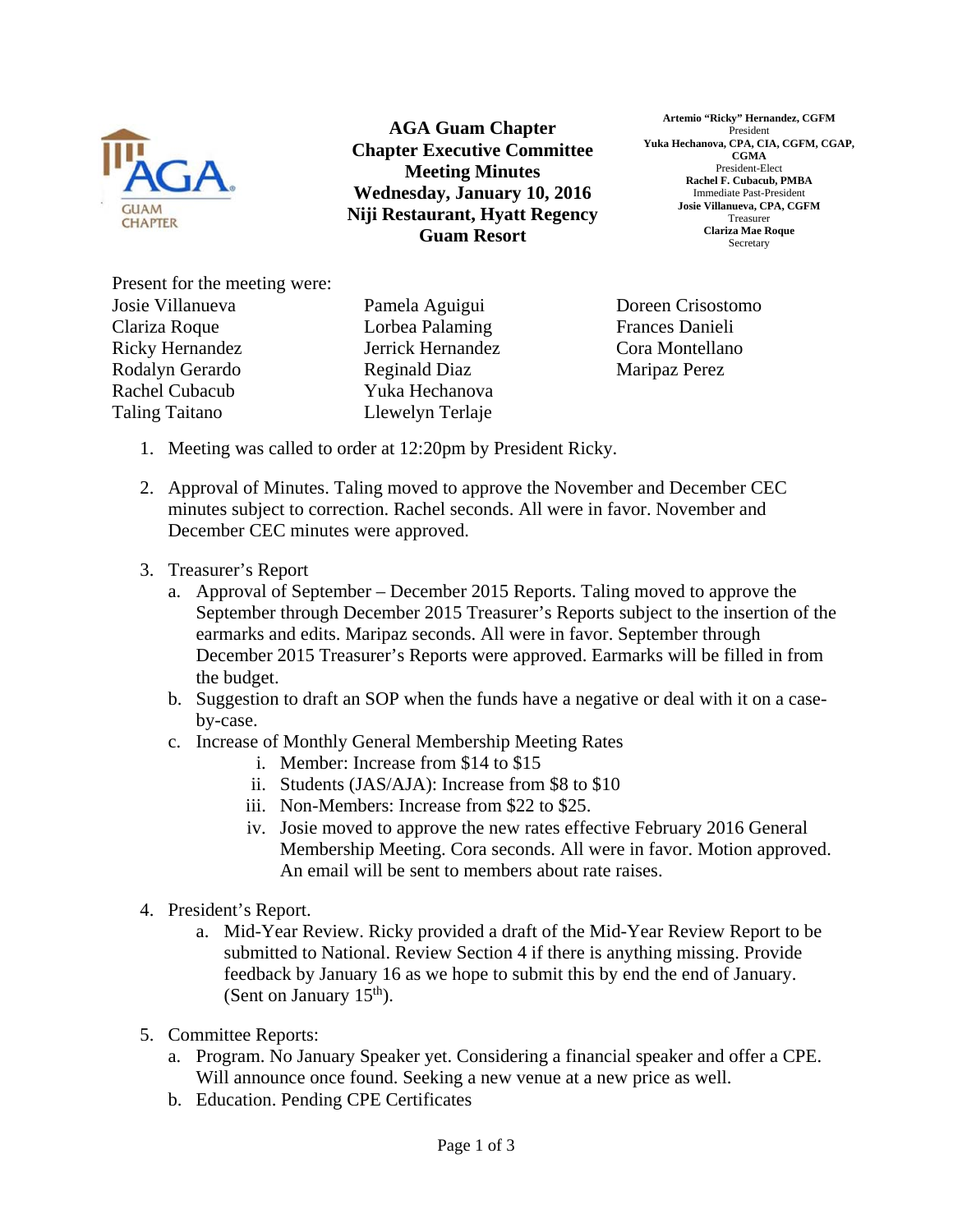**AGA Guam Chapter**
**Chapter Executive Committee**
**Meeting Minutes**
**Wednesday, January 10, 2016**
**Niji Restaurant, Hyatt Regency Guam Resort**

**Artemio "Ricky" Hernandez, CGFM**
President
**Yuka Hechanova, CPA, CIA, CGFM, CGAP, CGMA**
President-Elect
**Rachel F. Cubacub, PMBA**
Immediate Past-President
**Josie Villanueva, CPA, CGFM**
Treasurer
**Clariza Mae Roque**
Secretary

Present for the meeting were:

| | | |
|---|---|---|
| Josie Villanueva | Pamela Aguigui | Doreen Crisostomo |
| Clariza Roque | Lorbea Palaming | Frances Danieli |
| Ricky Hernandez | Jerrick Hernandez | Cora Montellano |
| Rodalyn Gerardo | Reginald Diaz | Maripaz Perez |
| Rachel Cubacub | Yuka Hechanova | |
| Taling Taitano | Llewelyn Terlaje | |

1. Meeting was called to order at 12:20pm by President Ricky.

2. Approval of Minutes. Taling moved to approve the November and December CEC minutes subject to correction. Rachel seconds. All were in favor. November and December CEC minutes were approved.

3. Treasurer's Report
   a. Approval of September – December 2015 Reports. Taling moved to approve the September through December 2015 Treasurer's Reports subject to the insertion of the earmarks and edits. Maripaz seconds. All were in favor. September through December 2015 Treasurer's Reports were approved. Earmarks will be filled in from the budget.
   b. Suggestion to draft an SOP when the funds have a negative or deal with it on a case-by-case.
   c. Increase of Monthly General Membership Meeting Rates
      i. Member: Increase from $14 to $15
      ii. Students (JAS/AJA): Increase from $8 to $10
      iii. Non-Members: Increase from $22 to $25.
      iv. Josie moved to approve the new rates effective February 2016 General Membership Meeting. Cora seconds. All were in favor. Motion approved. An email will be sent to members about rate raises.

4. President's Report.
   a. Mid-Year Review. Ricky provided a draft of the Mid-Year Review Report to be submitted to National. Review Section 4 if there is anything missing. Provide feedback by January 16 as we hope to submit this by end the end of January. (Sent on January 15th).

5. Committee Reports:
   a. Program. No January Speaker yet. Considering a financial speaker and offer a CPE. Will announce once found. Seeking a new venue at a new price as well.
   b. Education. Pending CPE Certificates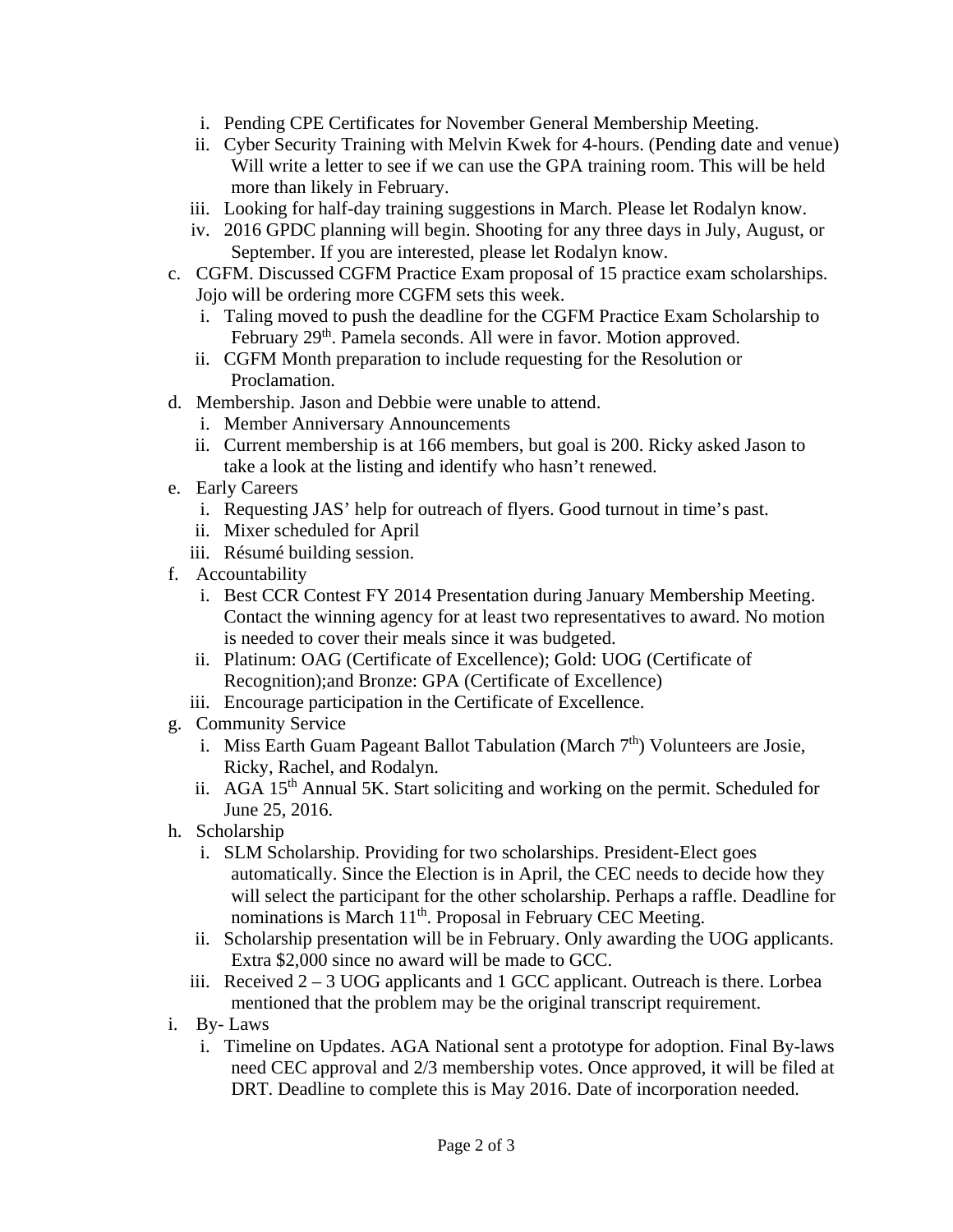i. Pending CPE Certificates for November General Membership Meeting.
   ii. Cyber Security Training with Melvin Kwek for 4-hours. (Pending date and venue) Will write a letter to see if we can use the GPA training room. This will be held more than likely in February.
   iii. Looking for half-day training suggestions in March. Please let Rodalyn know.
   iv. 2016 GPDC planning will begin. Shooting for any three days in July, August, or September. If you are interested, please let Rodalyn know.

c. CGFM. Discussed CGFM Practice Exam proposal of 15 practice exam scholarships. Jojo will be ordering more CGFM sets this week.
   i. Taling moved to push the deadline for the CGFM Practice Exam Scholarship to February 29th. Pamela seconds. All were in favor. Motion approved.
   ii. CGFM Month preparation to include requesting for the Resolution or Proclamation.

d. Membership. Jason and Debbie were unable to attend.
   i. Member Anniversary Announcements
   ii. Current membership is at 166 members, but goal is 200. Ricky asked Jason to take a look at the listing and identify who hasn't renewed.

e. Early Careers
   i. Requesting JAS' help for outreach of flyers. Good turnout in time's past.
   ii. Mixer scheduled for April
   iii. Résumé building session.

f. Accountability
   i. Best CCR Contest FY 2014 Presentation during January Membership Meeting. Contact the winning agency for at least two representatives to award. No motion is needed to cover their meals since it was budgeted.
   ii. Platinum: OAG (Certificate of Excellence); Gold: UOG (Certificate of Recognition);and Bronze: GPA (Certificate of Excellence)
   iii. Encourage participation in the Certificate of Excellence.

g. Community Service
   i. Miss Earth Guam Pageant Ballot Tabulation (March 7th) Volunteers are Josie, Ricky, Rachel, and Rodalyn.
   ii. AGA 15th Annual 5K. Start soliciting and working on the permit. Scheduled for June 25, 2016.

h. Scholarship
   i. SLM Scholarship. Providing for two scholarships. President-Elect goes automatically. Since the Election is in April, the CEC needs to decide how they will select the participant for the other scholarship. Perhaps a raffle. Deadline for nominations is March 11th. Proposal in February CEC Meeting.
   ii. Scholarship presentation will be in February. Only awarding the UOG applicants. Extra $2,000 since no award will be made to GCC.
   iii. Received 2 – 3 UOG applicants and 1 GCC applicant. Outreach is there. Lorbea mentioned that the problem may be the original transcript requirement.

i. By- Laws
   i. Timeline on Updates. AGA National sent a prototype for adoption. Final By-laws need CEC approval and 2/3 membership votes. Once approved, it will be filed at DRT. Deadline to complete this is May 2016. Date of incorporation needed.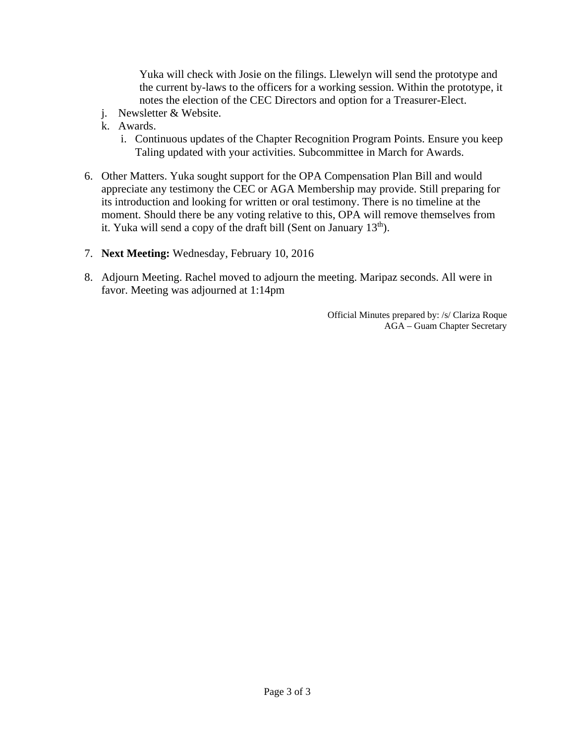Yuka will check with Josie on the filings. Llewelyn will send the prototype and the current by-laws to the officers for a working session. Within the prototype, it notes the election of the CEC Directors and option for a Treasurer-Elect.

j. Newsletter & Website.

k. Awards.

   i. Continuous updates of the Chapter Recognition Program Points. Ensure you keep Taling updated with your activities. Subcommittee in March for Awards.

6. Other Matters. Yuka sought support for the OPA Compensation Plan Bill and would appreciate any testimony the CEC or AGA Membership may provide. Still preparing for its introduction and looking for written or oral testimony. There is no timeline at the moment. Should there be any voting relative to this, OPA will remove themselves from it. Yuka will send a copy of the draft bill (Sent on January 13th).

7. **Next Meeting:** Wednesday, February 10, 2016

8. Adjourn Meeting. Rachel moved to adjourn the meeting. Maripaz seconds. All were in favor. Meeting was adjourned at 1:14pm

Official Minutes prepared by: /s/ Clariza Roque
AGA – Guam Chapter Secretary